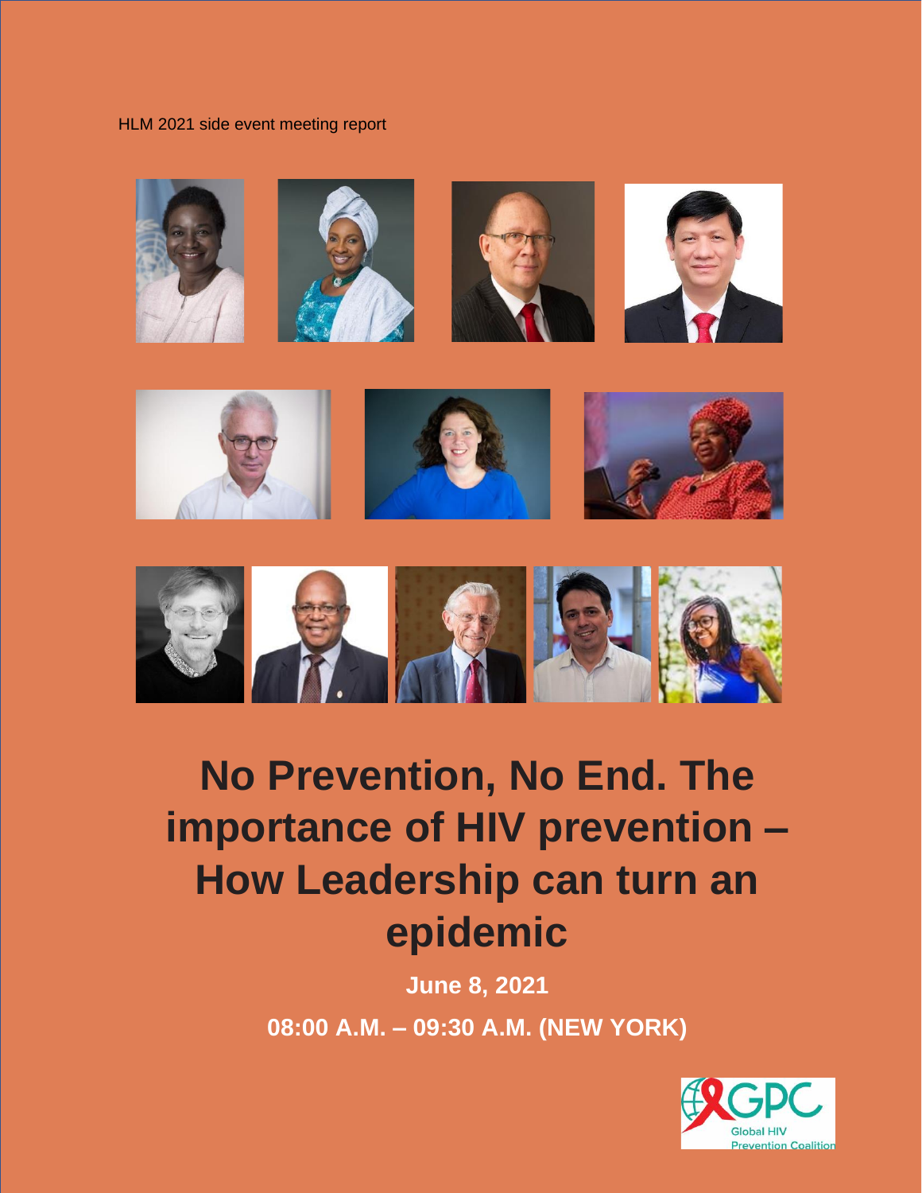HLM 2021 side event meeting report

# No Prevention, No End. The importance of HIV prevention – How Leadership can turn an epidemic

**June 8, 2021**

**08:00 A.M. – 09:30 A.M. (NEW YORK)**

GPC Global HIV Prevention Coalition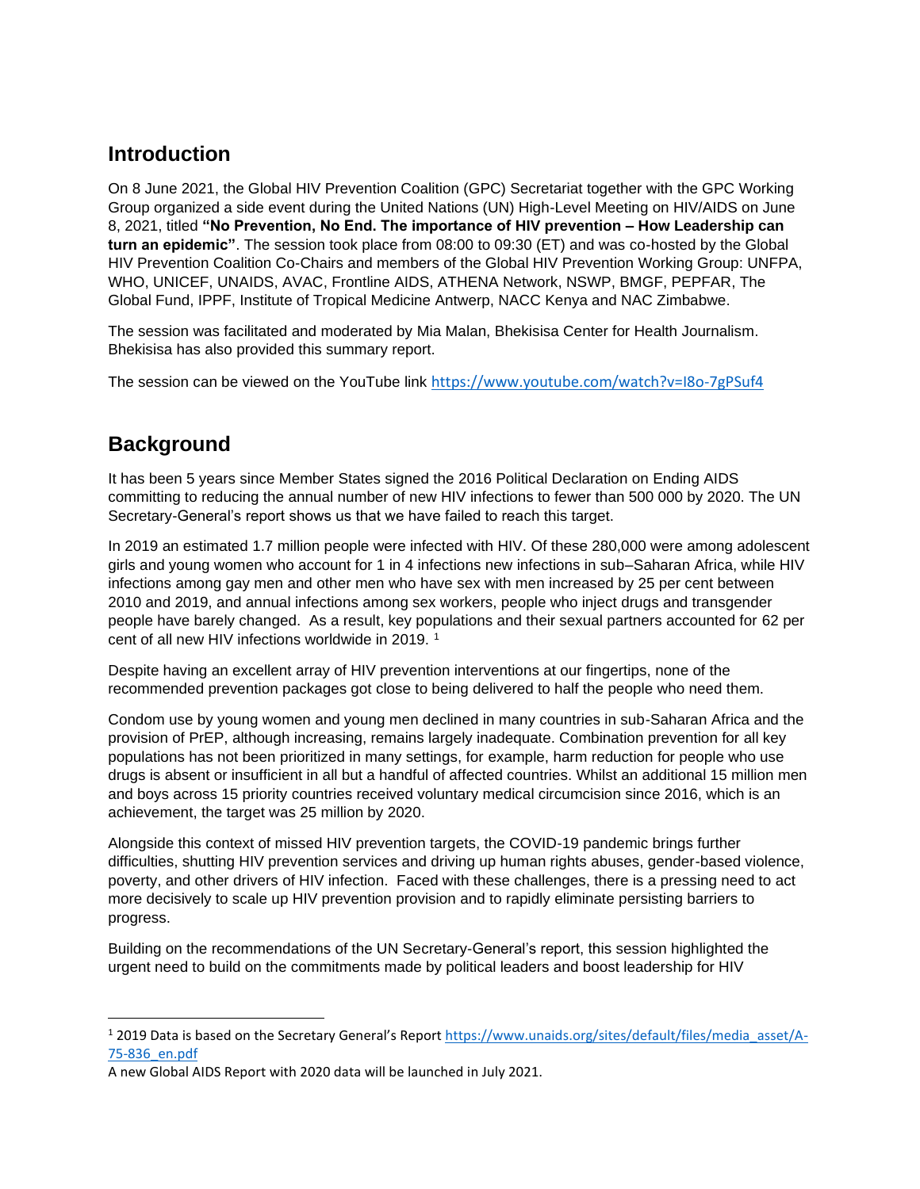## Introduction

On 8 June 2021, the Global HIV Prevention Coalition (GPC) Secretariat together with the GPC Working Group organized a side event during the United Nations (UN) High-Level Meeting on HIV/AIDS on June 8, 2021, titled **"No Prevention, No End. The importance of HIV prevention – How Leadership can turn an epidemic"**. The session took place from 08:00 to 09:30 (ET) and was co-hosted by the Global HIV Prevention Coalition Co-Chairs and members of the Global HIV Prevention Working Group: UNFPA, WHO, UNICEF, UNAIDS, AVAC, Frontline AIDS, ATHENA Network, NSWP, BMGF, PEPFAR, The Global Fund, IPPF, Institute of Tropical Medicine Antwerp, NACC Kenya and NAC Zimbabwe.

The session was facilitated and moderated by Mia Malan, Bhekisisa Center for Health Journalism. Bhekisisa has also provided this summary report.

The session can be viewed on the YouTube link https://www.youtube.com/watch?v=I8o-7gPSuf4

## Background

It has been 5 years since Member States signed the 2016 Political Declaration on Ending AIDS committing to reducing the annual number of new HIV infections to fewer than 500 000 by 2020. The UN Secretary-General's report shows us that we have failed to reach this target.

In 2019 an estimated 1.7 million people were infected with HIV. Of these 280,000 were among adolescent girls and young women who account for 1 in 4 infections new infections in sub–Saharan Africa, while HIV infections among gay men and other men who have sex with men increased by 25 per cent between 2010 and 2019, and annual infections among sex workers, people who inject drugs and transgender people have barely changed. As a result, key populations and their sexual partners accounted for 62 per cent of all new HIV infections worldwide in 2019. [1]

Despite having an excellent array of HIV prevention interventions at our fingertips, none of the recommended prevention packages got close to being delivered to half the people who need them.

Condom use by young women and young men declined in many countries in sub-Saharan Africa and the provision of PrEP, although increasing, remains largely inadequate. Combination prevention for all key populations has not been prioritized in many settings, for example, harm reduction for people who use drugs is absent or insufficient in all but a handful of affected countries. Whilst an additional 15 million men and boys across 15 priority countries received voluntary medical circumcision since 2016, which is an achievement, the target was 25 million by 2020.

Alongside this context of missed HIV prevention targets, the COVID-19 pandemic brings further difficulties, shutting HIV prevention services and driving up human rights abuses, gender-based violence, poverty, and other drivers of HIV infection. Faced with these challenges, there is a pressing need to act more decisively to scale up HIV prevention provision and to rapidly eliminate persisting barriers to progress.

Building on the recommendations of the UN Secretary-General's report, this session highlighted the urgent need to build on the commitments made by political leaders and boost leadership for HIV

---

[1] 2019 Data is based on the Secretary General's Report https://www.unaids.org/sites/default/files/media_asset/A-75-836_en.pdf

A new Global AIDS Report with 2020 data will be launched in July 2021.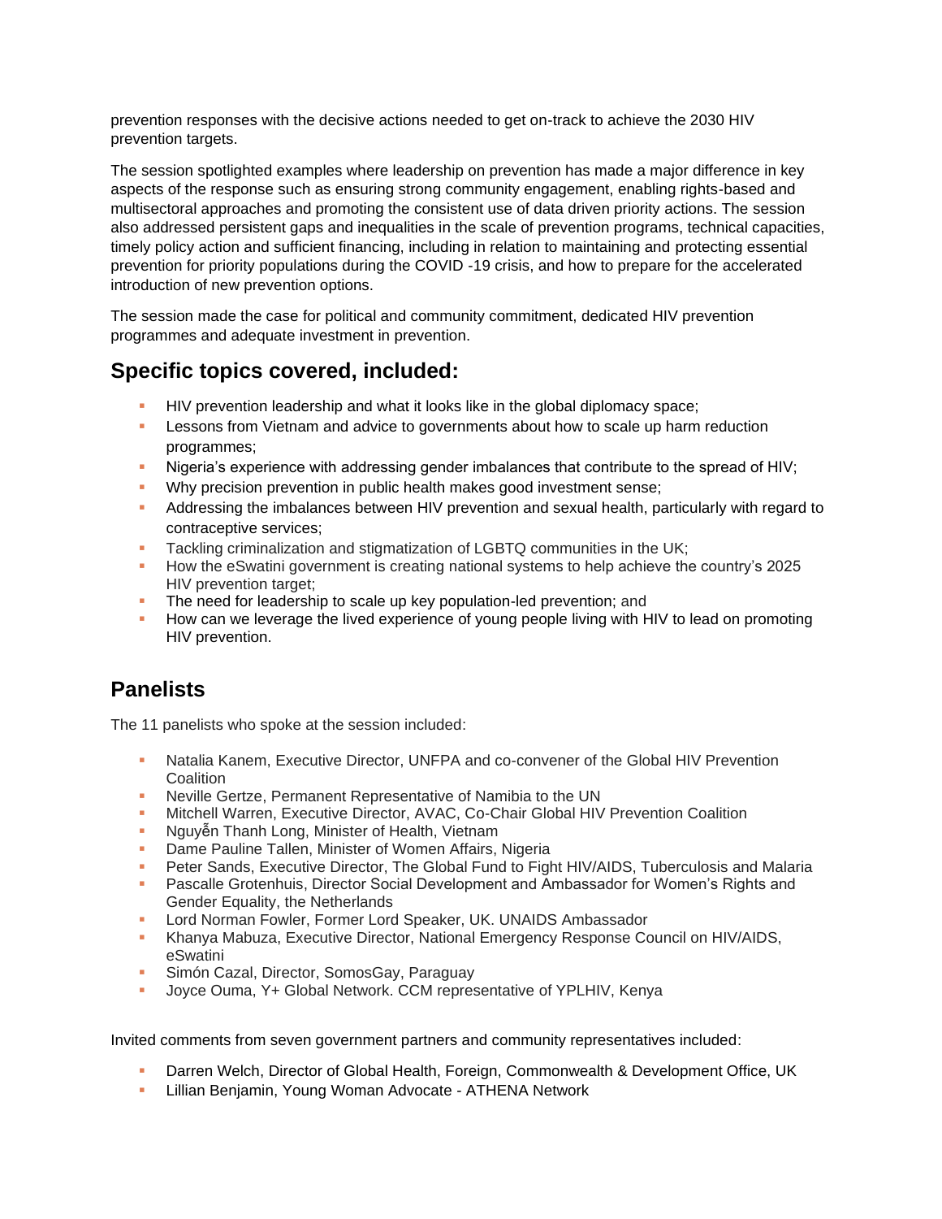prevention responses with the decisive actions needed to get on-track to achieve the 2030 HIV prevention targets.

The session spotlighted examples where leadership on prevention has made a major difference in key aspects of the response such as ensuring strong community engagement, enabling rights-based and multisectoral approaches and promoting the consistent use of data driven priority actions. The session also addressed persistent gaps and inequalities in the scale of prevention programs, technical capacities, timely policy action and sufficient financing, including in relation to maintaining and protecting essential prevention for priority populations during the COVID -19 crisis, and how to prepare for the accelerated introduction of new prevention options.

The session made the case for political and community commitment, dedicated HIV prevention programmes and adequate investment in prevention.

## Specific topics covered, included:

- HIV prevention leadership and what it looks like in the global diplomacy space;
- Lessons from Vietnam and advice to governments about how to scale up harm reduction programmes;
- Nigeria's experience with addressing gender imbalances that contribute to the spread of HIV;
- Why precision prevention in public health makes good investment sense;
- Addressing the imbalances between HIV prevention and sexual health, particularly with regard to contraceptive services;
- Tackling criminalization and stigmatization of LGBTQ communities in the UK;
- How the eSwatini government is creating national systems to help achieve the country's 2025 HIV prevention target;
- The need for leadership to scale up key population-led prevention; and
- How can we leverage the lived experience of young people living with HIV to lead on promoting HIV prevention.

## Panelists

The 11 panelists who spoke at the session included:

- Natalia Kanem, Executive Director, UNFPA and co-convener of the Global HIV Prevention Coalition
- Neville Gertze, Permanent Representative of Namibia to the UN
- Mitchell Warren, Executive Director, AVAC, Co-Chair Global HIV Prevention Coalition
- Nguyễn Thanh Long, Minister of Health, Vietnam
- Dame Pauline Tallen, Minister of Women Affairs, Nigeria
- Peter Sands, Executive Director, The Global Fund to Fight HIV/AIDS, Tuberculosis and Malaria
- Pascalle Grotenhuis, Director Social Development and Ambassador for Women's Rights and Gender Equality, the Netherlands
- Lord Norman Fowler, Former Lord Speaker, UK. UNAIDS Ambassador
- Khanya Mabuza, Executive Director, National Emergency Response Council on HIV/AIDS, eSwatini
- Simón Cazal, Director, SomosGay, Paraguay
- Joyce Ouma, Y+ Global Network. CCM representative of YPLHIV, Kenya

Invited comments from seven government partners and community representatives included:

- Darren Welch, Director of Global Health, Foreign, Commonwealth & Development Office, UK
- Lillian Benjamin, Young Woman Advocate - ATHENA Network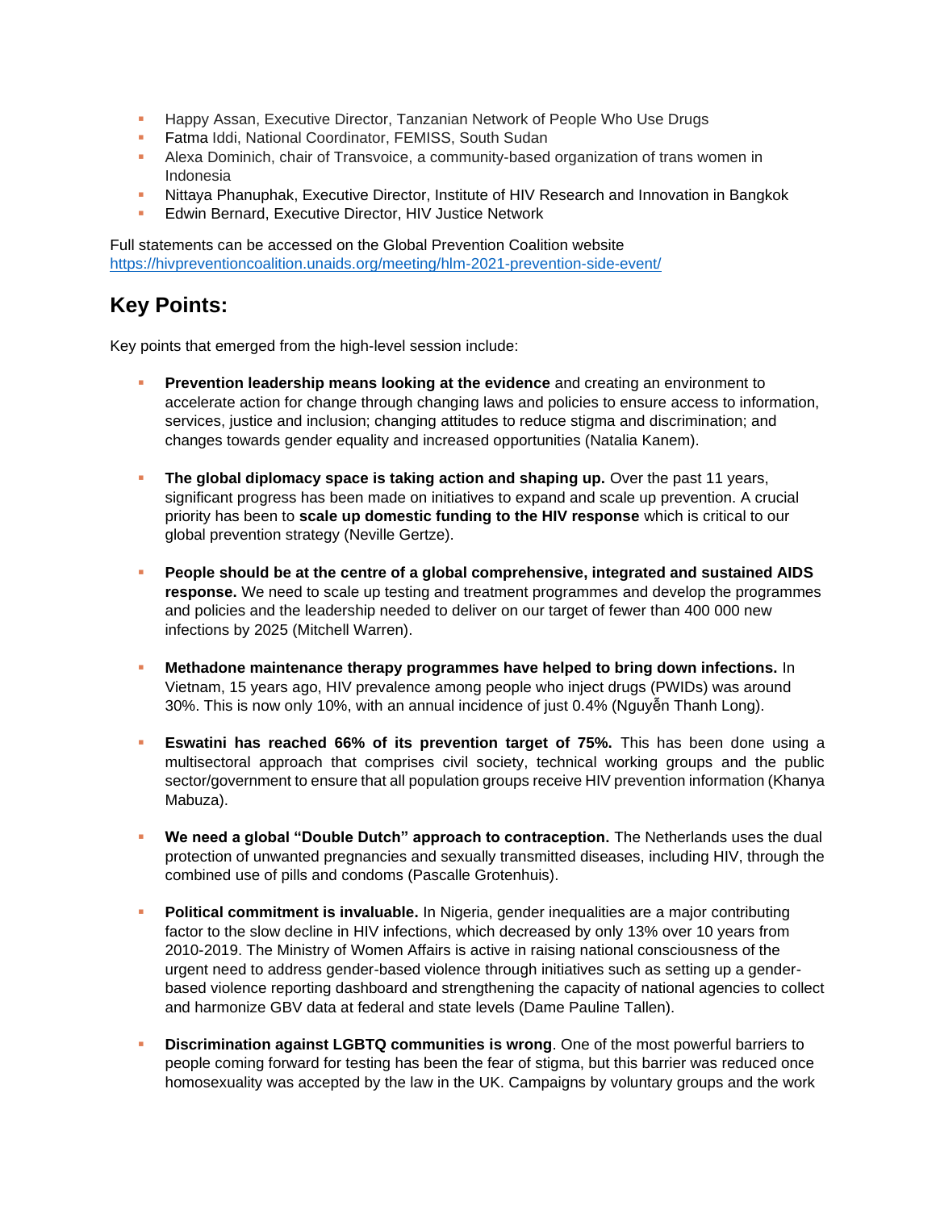- Happy Assan, Executive Director, Tanzanian Network of People Who Use Drugs
- Fatma Iddi, National Coordinator, FEMISS, South Sudan
- Alexa Dominich, chair of Transvoice, a community-based organization of trans women in Indonesia
- Nittaya Phanuphak, Executive Director, Institute of HIV Research and Innovation in Bangkok
- Edwin Bernard, Executive Director, HIV Justice Network

Full statements can be accessed on the Global Prevention Coalition website https://hivpreventioncoalition.unaids.org/meeting/hlm-2021-prevention-side-event/

## Key Points:

Key points that emerged from the high-level session include:

- **Prevention leadership means looking at the evidence** and creating an environment to accelerate action for change through changing laws and policies to ensure access to information, services, justice and inclusion; changing attitudes to reduce stigma and discrimination; and changes towards gender equality and increased opportunities (Natalia Kanem).

- **The global diplomacy space is taking action and shaping up.** Over the past 11 years, significant progress has been made on initiatives to expand and scale up prevention. A crucial priority has been to **scale up domestic funding to the HIV response** which is critical to our global prevention strategy (Neville Gertze).

- **People should be at the centre of a global comprehensive, integrated and sustained AIDS response.** We need to scale up testing and treatment programmes and develop the programmes and policies and the leadership needed to deliver on our target of fewer than 400 000 new infections by 2025 (Mitchell Warren).

- **Methadone maintenance therapy programmes have helped to bring down infections.** In Vietnam, 15 years ago, HIV prevalence among people who inject drugs (PWIDs) was around 30%. This is now only 10%, with an annual incidence of just 0.4% (Nguyễn Thanh Long).

- **Eswatini has reached 66% of its prevention target of 75%.** This has been done using a multisectoral approach that comprises civil society, technical working groups and the public sector/government to ensure that all population groups receive HIV prevention information (Khanya Mabuza).

- **We need a global "Double Dutch" approach to contraception.** The Netherlands uses the dual protection of unwanted pregnancies and sexually transmitted diseases, including HIV, through the combined use of pills and condoms (Pascalle Grotenhuis).

- **Political commitment is invaluable.** In Nigeria, gender inequalities are a major contributing factor to the slow decline in HIV infections, which decreased by only 13% over 10 years from 2010-2019. The Ministry of Women Affairs is active in raising national consciousness of the urgent need to address gender-based violence through initiatives such as setting up a gender-based violence reporting dashboard and strengthening the capacity of national agencies to collect and harmonize GBV data at federal and state levels (Dame Pauline Tallen).

- **Discrimination against LGBTQ communities is wrong**. One of the most powerful barriers to people coming forward for testing has been the fear of stigma, but this barrier was reduced once homosexuality was accepted by the law in the UK. Campaigns by voluntary groups and the work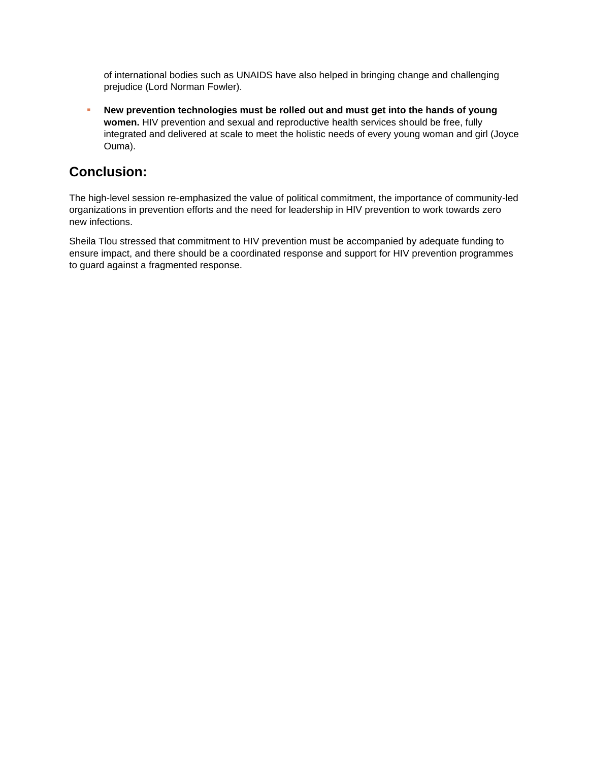of international bodies such as UNAIDS have also helped in bringing change and challenging prejudice (Lord Norman Fowler).

- **New prevention technologies must be rolled out and must get into the hands of young women.** HIV prevention and sexual and reproductive health services should be free, fully integrated and delivered at scale to meet the holistic needs of every young woman and girl (Joyce Ouma).

## Conclusion:

The high-level session re-emphasized the value of political commitment, the importance of community-led organizations in prevention efforts and the need for leadership in HIV prevention to work towards zero new infections.

Sheila Tlou stressed that commitment to HIV prevention must be accompanied by adequate funding to ensure impact, and there should be a coordinated response and support for HIV prevention programmes to guard against a fragmented response.